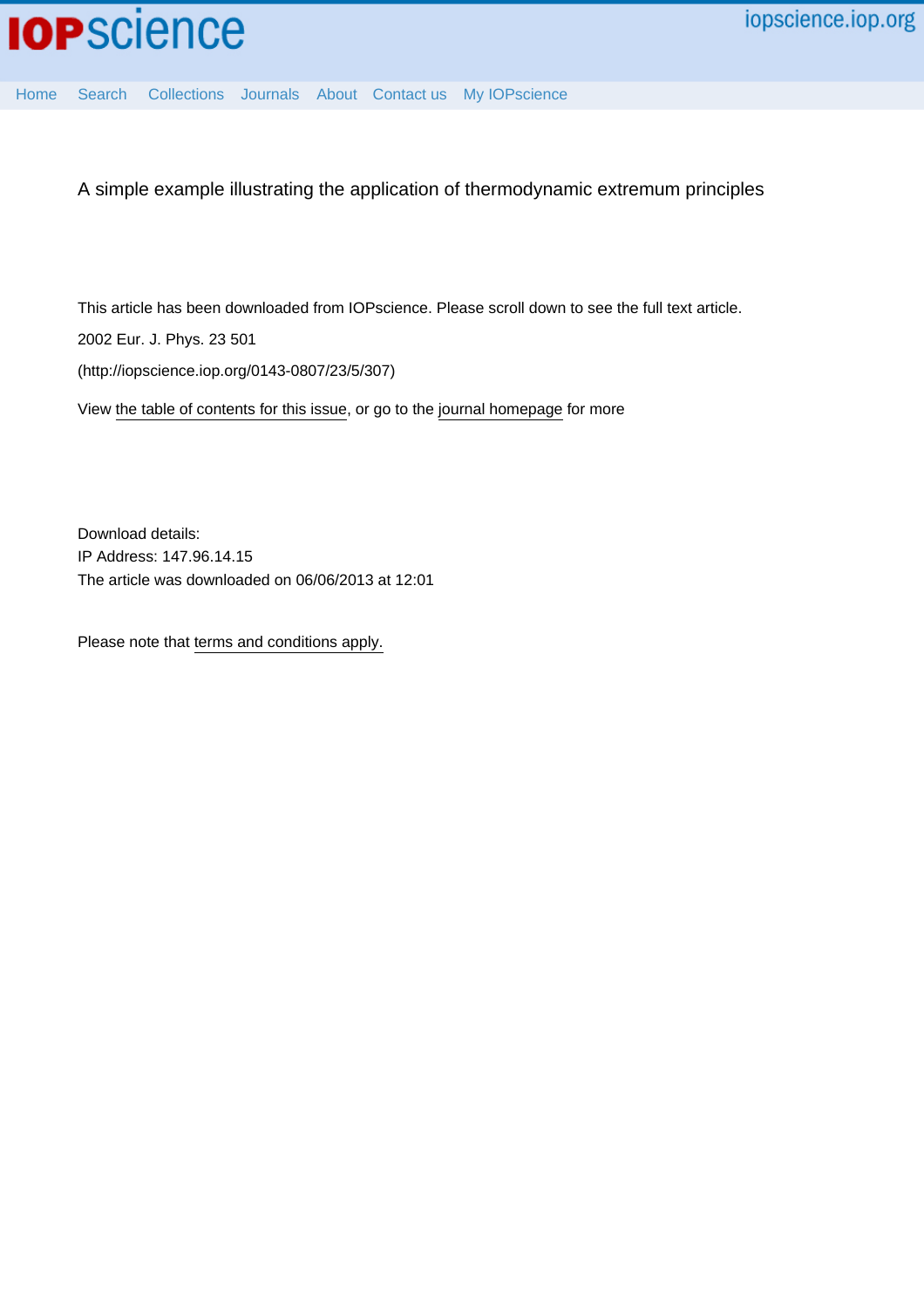A simple example illustrating the application of thermodynamic extremum principles

This article has been downloaded from IOPscience. Please scroll down to see the full text article.

2002 Eur. J. Phys. 23 501

(http://iopscience.iop.org/0143-0807/23/5/307)

View the table of contents for this issue, or go to the journal homepage for more

Download details:
IP Address: 147.96.14.15
The article was downloaded on 06/06/2013 at 12:01

Please note that terms and conditions apply.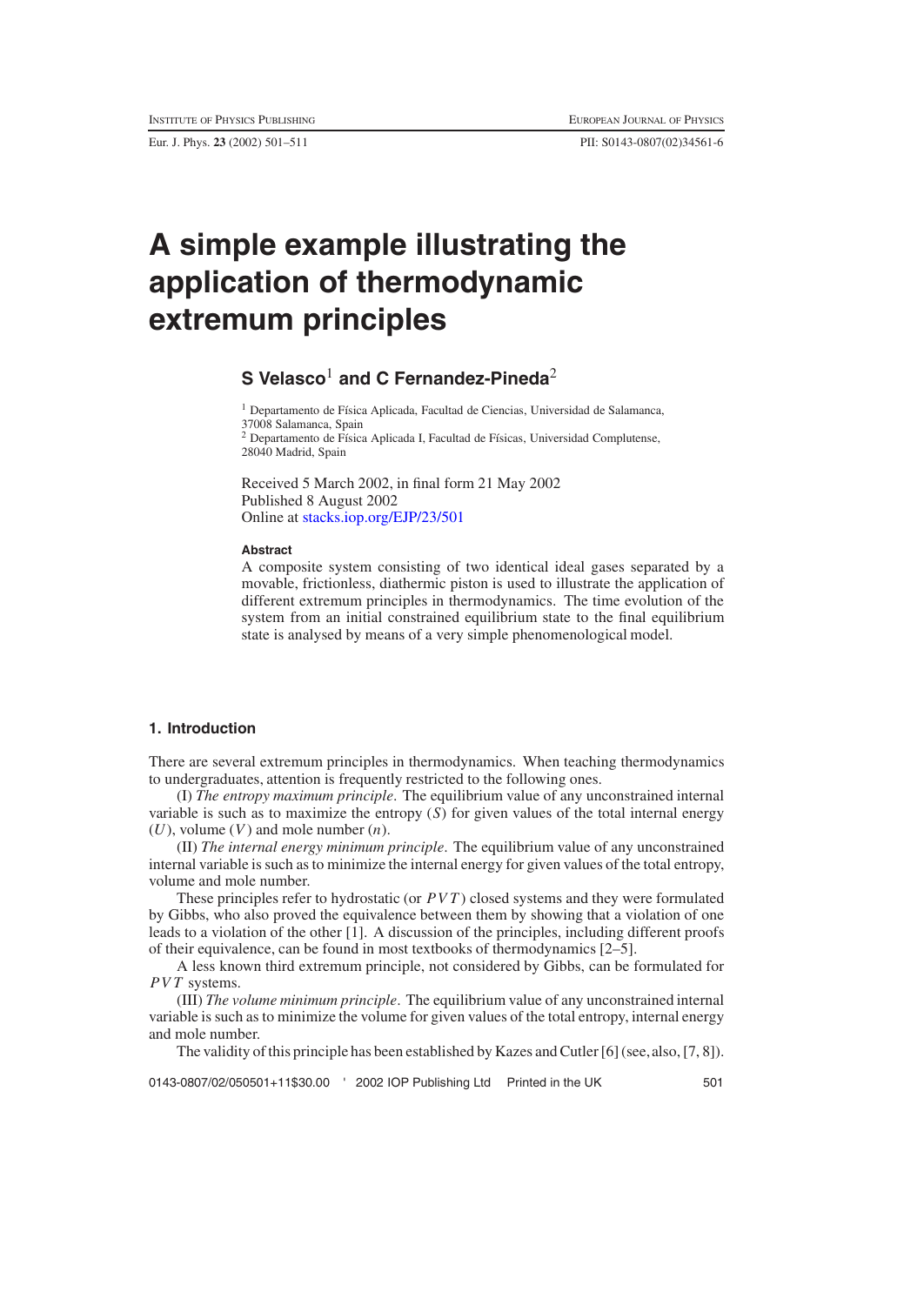# A simple example illustrating the application of thermodynamic extremum principles

## S Velasco[1] and C Fernandez-Pineda[2]

[1] Departamento de Física Aplicada, Facultad de Ciencias, Universidad de Salamanca, 37008 Salamanca, Spain

[2] Departamento de Física Aplicada I, Facultad de Físicas, Universidad Complutense, 28040 Madrid, Spain

Received 5 March 2002, in final form 21 May 2002
Published 8 August 2002
Online at stacks.iop.org/EJP/23/501

### Abstract

A composite system consisting of two identical ideal gases separated by a movable, frictionless, diathermic piston is used to illustrate the application of different extremum principles in thermodynamics. The time evolution of the system from an initial constrained equilibrium state to the final equilibrium state is analysed by means of a very simple phenomenological model.

## 1. Introduction

There are several extremum principles in thermodynamics. When teaching thermodynamics to undergraduates, attention is frequently restricted to the following ones.

(I) *The entropy maximum principle*. The equilibrium value of any unconstrained internal variable is such as to maximize the entropy ($S$) for given values of the total internal energy ($U$), volume ($V$) and mole number ($n$).

(II) *The internal energy minimum principle*. The equilibrium value of any unconstrained internal variable is such as to minimize the internal energy for given values of the total entropy, volume and mole number.

These principles refer to hydrostatic (or $PVT$) closed systems and they were formulated by Gibbs, who also proved the equivalence between them by showing that a violation of one leads to a violation of the other [1]. A discussion of the principles, including different proofs of their equivalence, can be found in most textbooks of thermodynamics [2–5].

A less known third extremum principle, not considered by Gibbs, can be formulated for $PVT$ systems.

(III) *The volume minimum principle*. The equilibrium value of any unconstrained internal variable is such as to minimize the volume for given values of the total entropy, internal energy and mole number.

The validity of this principle has been established by Kazes and Cutler [6] (see, also, [7, 8]).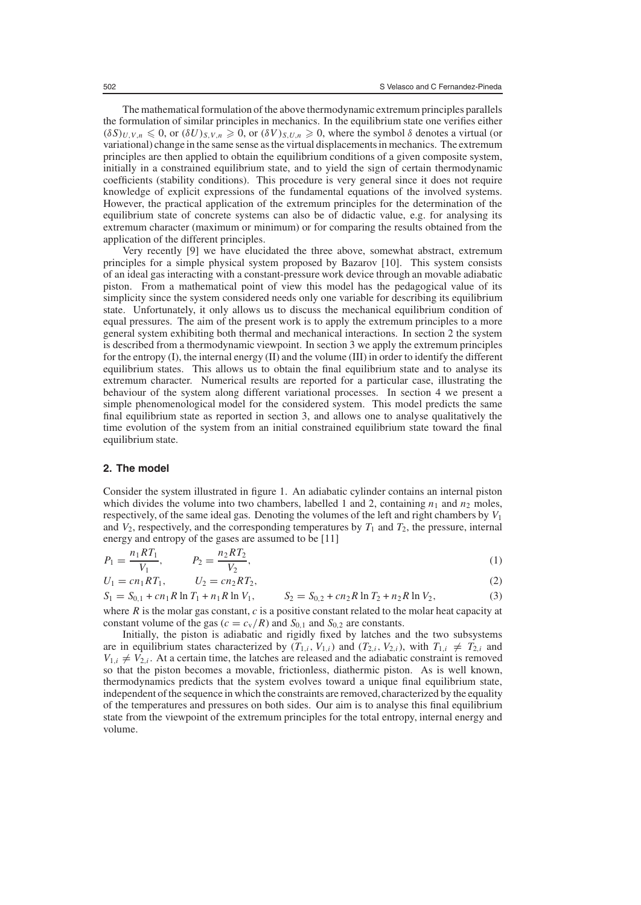The mathematical formulation of the above thermodynamic extremum principles parallels the formulation of similar principles in mechanics. In the equilibrium state one verifies either $(\delta S)_{U,V,n} \leqslant 0$, or $(\delta U)_{S,V,n} \geqslant 0$, or $(\delta V)_{S,U,n} \geqslant 0$, where the symbol $\delta$ denotes a virtual (or variational) change in the same sense as the virtual displacements in mechanics. The extremum principles are then applied to obtain the equilibrium conditions of a given composite system, initially in a constrained equilibrium state, and to yield the sign of certain thermodynamic coefficients (stability conditions). This procedure is very general since it does not require knowledge of explicit expressions of the fundamental equations of the involved systems. However, the practical application of the extremum principles for the determination of the equilibrium state of concrete systems can also be of didactic value, e.g. for analysing its extremum character (maximum or minimum) or for comparing the results obtained from the application of the different principles.

Very recently [9] we have elucidated the three above, somewhat abstract, extremum principles for a simple physical system proposed by Bazarov [10]. This system consists of an ideal gas interacting with a constant-pressure work device through an movable adiabatic piston. From a mathematical point of view this model has the pedagogical value of its simplicity since the system considered needs only one variable for describing its equilibrium state. Unfortunately, it only allows us to discuss the mechanical equilibrium condition of equal pressures. The aim of the present work is to apply the extremum principles to a more general system exhibiting both thermal and mechanical interactions. In section 2 the system is described from a thermodynamic viewpoint. In section 3 we apply the extremum principles for the entropy (I), the internal energy (II) and the volume (III) in order to identify the different equilibrium states. This allows us to obtain the final equilibrium state and to analyse its extremum character. Numerical results are reported for a particular case, illustrating the behaviour of the system along different variational processes. In section 4 we present a simple phenomenological model for the considered system. This model predicts the same final equilibrium state as reported in section 3, and allows one to analyse qualitatively the time evolution of the system from an initial constrained equilibrium state toward the final equilibrium state.

## 2. The model

Consider the system illustrated in figure 1. An adiabatic cylinder contains an internal piston which divides the volume into two chambers, labelled 1 and 2, containing $n_1$ and $n_2$ moles, respectively, of the same ideal gas. Denoting the volumes of the left and right chambers by $V_1$ and $V_2$, respectively, and the corresponding temperatures by $T_1$ and $T_2$, the pressure, internal energy and entropy of the gases are assumed to be [11]

$$P_1 = \frac{n_1 R T_1}{V_1}, \qquad P_2 = \frac{n_2 R T_2}{V_2}, \tag{1}$$

$$U_1 = c n_1 R T_1, \qquad U_2 = c n_2 R T_2, \tag{2}$$

$$S_1 = S_{0,1} + c n_1 R \ln T_1 + n_1 R \ln V_1, \qquad S_2 = S_{0,2} + c n_2 R \ln T_2 + n_2 R \ln V_2, \tag{3}$$

where $R$ is the molar gas constant, $c$ is a positive constant related to the molar heat capacity at constant volume of the gas ($c = c_v/R$) and $S_{0,1}$ and $S_{0,2}$ are constants.

Initially, the piston is adiabatic and rigidly fixed by latches and the two subsystems are in equilibrium states characterized by $(T_{1,i}, V_{1,i})$ and $(T_{2,i}, V_{2,i})$, with $T_{1,i} \neq T_{2,i}$ and $V_{1,i} \neq V_{2,i}$. At a certain time, the latches are released and the adiabatic constraint is removed so that the piston becomes a movable, frictionless, diathermic piston. As is well known, thermodynamics predicts that the system evolves toward a unique final equilibrium state, independent of the sequence in which the constraints are removed, characterized by the equality of the temperatures and pressures on both sides. Our aim is to analyse this final equilibrium state from the viewpoint of the extremum principles for the total entropy, internal energy and volume.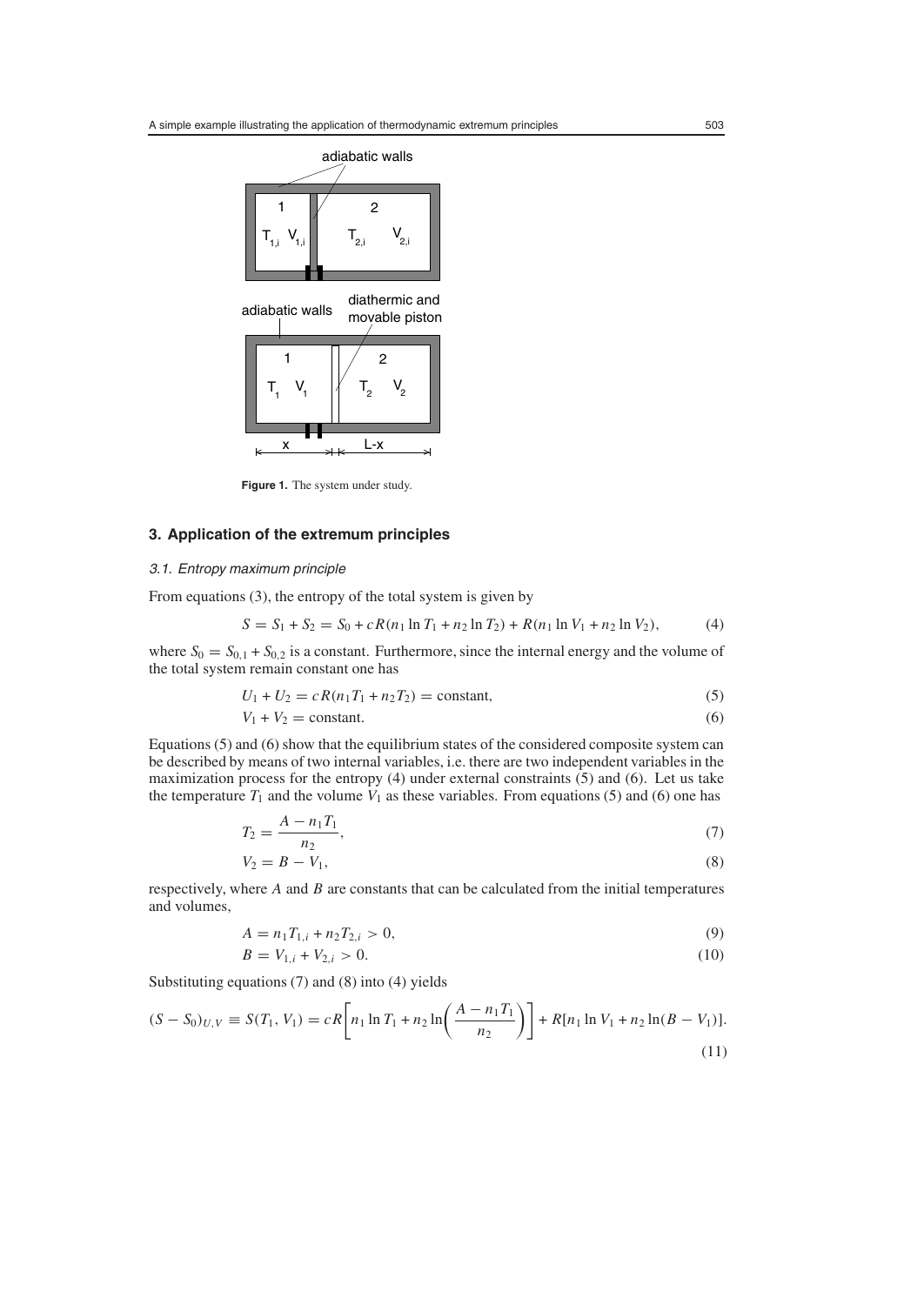**Figure 1.** The system under study.

## 3. Application of the extremum principles

### *3.1. Entropy maximum principle*

From equations (3), the entropy of the total system is given by

$$S = S_1 + S_2 = S_0 + cR(n_1 \ln T_1 + n_2 \ln T_2) + R(n_1 \ln V_1 + n_2 \ln V_2), \tag{4}$$

where $S_0 = S_{0,1} + S_{0,2}$ is a constant. Furthermore, since the internal energy and the volume of the total system remain constant one has

$$U_1 + U_2 = cR(n_1 T_1 + n_2 T_2) = \text{constant}, \tag{5}$$

$$V_1 + V_2 = \text{constant}. \tag{6}$$

Equations (5) and (6) show that the equilibrium states of the considered composite system can be described by means of two internal variables, i.e. there are two independent variables in the maximization process for the entropy (4) under external constraints (5) and (6). Let us take the temperature $T_1$ and the volume $V_1$ as these variables. From equations (5) and (6) one has

$$T_2 = \frac{A - n_1 T_1}{n_2}, \tag{7}$$

$$V_2 = B - V_1, \tag{8}$$

respectively, where $A$ and $B$ are constants that can be calculated from the initial temperatures and volumes,

$$A = n_1 T_{1,i} + n_2 T_{2,i} > 0, \tag{9}$$

$$B = V_{1,i} + V_{2,i} > 0. \tag{10}$$

Substituting equations (7) and (8) into (4) yields

$$(S - S_0)_{U,V} \equiv S(T_1, V_1) = cR\left[n_1 \ln T_1 + n_2 \ln\left(\frac{A - n_1 T_1}{n_2}\right)\right] + R[n_1 \ln V_1 + n_2 \ln(B - V_1)]. \tag{11}$$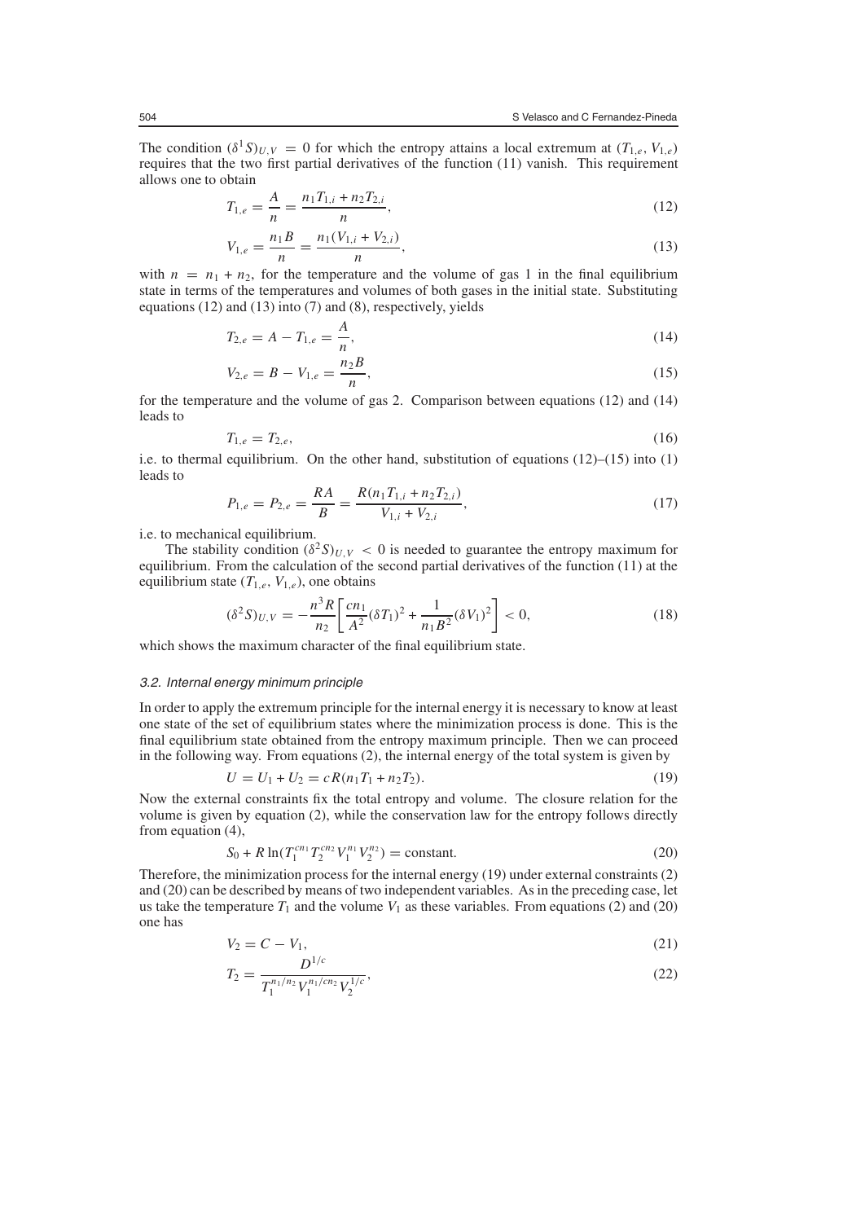The condition $(\delta^1 S)_{U,V} = 0$ for which the entropy attains a local extremum at $(T_{1,e}, V_{1,e})$ requires that the two first partial derivatives of the function (11) vanish. This requirement allows one to obtain

$$T_{1,e} = \frac{A}{n} = \frac{n_1 T_{1,i} + n_2 T_{2,i}}{n}, \tag{12}$$

$$V_{1,e} = \frac{n_1 B}{n} = \frac{n_1 (V_{1,i} + V_{2,i})}{n}, \tag{13}$$

with $n = n_1 + n_2$, for the temperature and the volume of gas 1 in the final equilibrium state in terms of the temperatures and volumes of both gases in the initial state. Substituting equations (12) and (13) into (7) and (8), respectively, yields

$$T_{2,e} = A - T_{1,e} = \frac{A}{n}, \tag{14}$$

$$V_{2,e} = B - V_{1,e} = \frac{n_2 B}{n}, \tag{15}$$

for the temperature and the volume of gas 2. Comparison between equations (12) and (14) leads to

$$T_{1,e} = T_{2,e}, \tag{16}$$

i.e. to thermal equilibrium. On the other hand, substitution of equations (12)–(15) into (1) leads to

$$P_{1,e} = P_{2,e} = \frac{RA}{B} = \frac{R(n_1 T_{1,i} + n_2 T_{2,i})}{V_{1,i} + V_{2,i}}, \tag{17}$$

i.e. to mechanical equilibrium.

The stability condition $(\delta^2 S)_{U,V} < 0$ is needed to guarantee the entropy maximum for equilibrium. From the calculation of the second partial derivatives of the function (11) at the equilibrium state $(T_{1,e}, V_{1,e})$, one obtains

$$(\delta^2 S)_{U,V} = -\frac{n^3 R}{n_2}\left[\frac{c n_1}{A^2}(\delta T_1)^2 + \frac{1}{n_1 B^2}(\delta V_1)^2\right] < 0, \tag{18}$$

which shows the maximum character of the final equilibrium state.

### 3.2. Internal energy minimum principle

In order to apply the extremum principle for the internal energy it is necessary to know at least one state of the set of equilibrium states where the minimization process is done. This is the final equilibrium state obtained from the entropy maximum principle. Then we can proceed in the following way. From equations (2), the internal energy of the total system is given by

$$U = U_1 + U_2 = cR(n_1 T_1 + n_2 T_2). \tag{19}$$

Now the external constraints fix the total entropy and volume. The closure relation for the volume is given by equation (2), while the conservation law for the entropy follows directly from equation (4),

$$S_0 + R \ln(T_1^{cn_1} T_2^{cn_2} V_1^{n_1} V_2^{n_2}) = \text{constant}. \tag{20}$$

Therefore, the minimization process for the internal energy (19) under external constraints (2) and (20) can be described by means of two independent variables. As in the preceding case, let us take the temperature $T_1$ and the volume $V_1$ as these variables. From equations (2) and (20) one has

$$V_2 = C - V_1, \tag{21}$$

$$T_2 = \frac{D^{1/c}}{T_1^{n_1/n_2} V_1^{n_1/cn_2} V_2^{1/c}}, \tag{22}$$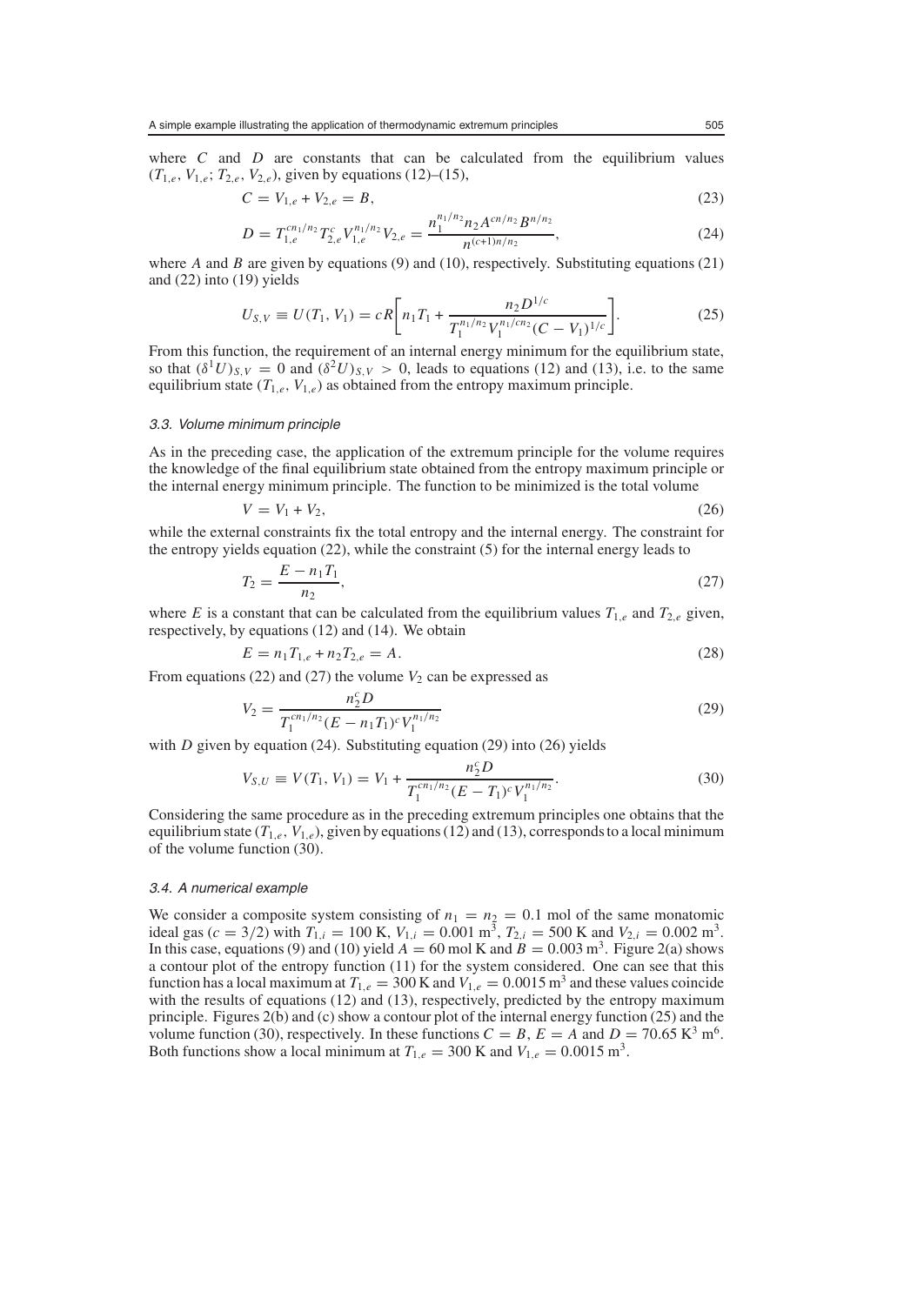where $C$ and $D$ are constants that can be calculated from the equilibrium values $(T_{1,e}, V_{1,e}; T_{2,e}, V_{2,e})$, given by equations (12)–(15),

$$C = V_{1,e} + V_{2,e} = B, \tag{23}$$

$$D = T_{1,e}^{cn_1/n_2} T_{2,e}^{c} V_{1,e}^{n_1/n_2} V_{2,e} = \frac{n_1^{n_1/n_2} n_2 A^{cn/n_2} B^{n/n_2}}{n^{(c+1)n/n_2}}, \tag{24}$$

where $A$ and $B$ are given by equations (9) and (10), respectively. Substituting equations (21) and (22) into (19) yields

$$U_{S,V} \equiv U(T_1, V_1) = cR\left[n_1 T_1 + \frac{n_2 D^{1/c}}{T_1^{n_1/n_2} V_1^{n_1/cn_2} (C - V_1)^{1/c}}\right]. \tag{25}$$

From this function, the requirement of an internal energy minimum for the equilibrium state, so that $(\delta^1 U)_{S,V} = 0$ and $(\delta^2 U)_{S,V} > 0$, leads to equations (12) and (13), i.e. to the same equilibrium state $(T_{1,e}, V_{1,e})$ as obtained from the entropy maximum principle.

### 3.3. Volume minimum principle

As in the preceding case, the application of the extremum principle for the volume requires the knowledge of the final equilibrium state obtained from the entropy maximum principle or the internal energy minimum principle. The function to be minimized is the total volume

$$V = V_1 + V_2, \tag{26}$$

while the external constraints fix the total entropy and the internal energy. The constraint for the entropy yields equation (22), while the constraint (5) for the internal energy leads to

$$T_2 = \frac{E - n_1 T_1}{n_2}, \tag{27}$$

where $E$ is a constant that can be calculated from the equilibrium values $T_{1,e}$ and $T_{2,e}$ given, respectively, by equations (12) and (14). We obtain

$$E = n_1 T_{1,e} + n_2 T_{2,e} = A. \tag{28}$$

From equations (22) and (27) the volume $V_2$ can be expressed as

$$V_2 = \frac{n_2^c D}{T_1^{cn_1/n_2} (E - n_1 T_1)^c V_1^{n_1/n_2}} \tag{29}$$

with $D$ given by equation (24). Substituting equation (29) into (26) yields

$$V_{S,U} \equiv V(T_1, V_1) = V_1 + \frac{n_2^c D}{T_1^{cn_1/n_2} (E - T_1)^c V_1^{n_1/n_2}}. \tag{30}$$

Considering the same procedure as in the preceding extremum principles one obtains that the equilibrium state $(T_{1,e}, V_{1,e})$, given by equations (12) and (13), corresponds to a local minimum of the volume function (30).

### 3.4. A numerical example

We consider a composite system consisting of $n_1 = n_2 = 0.1$ mol of the same monatomic ideal gas ($c = 3/2$) with $T_{1,i} = 100$ K, $V_{1,i} = 0.001$ m$^3$, $T_{2,i} = 500$ K and $V_{2,i} = 0.002$ m$^3$. In this case, equations (9) and (10) yield $A = 60$ mol K and $B = 0.003$ m$^3$. Figure 2(a) shows a contour plot of the entropy function (11) for the system considered. One can see that this function has a local maximum at $T_{1,e} = 300$ K and $V_{1,e} = 0.0015$ m$^3$ and these values coincide with the results of equations (12) and (13), respectively, predicted by the entropy maximum principle. Figures 2(b) and (c) show a contour plot of the internal energy function (25) and the volume function (30), respectively. In these functions $C = B$, $E = A$ and $D = 70.65$ K$^3$ m$^6$. Both functions show a local minimum at $T_{1,e} = 300$ K and $V_{1,e} = 0.0015$ m$^3$.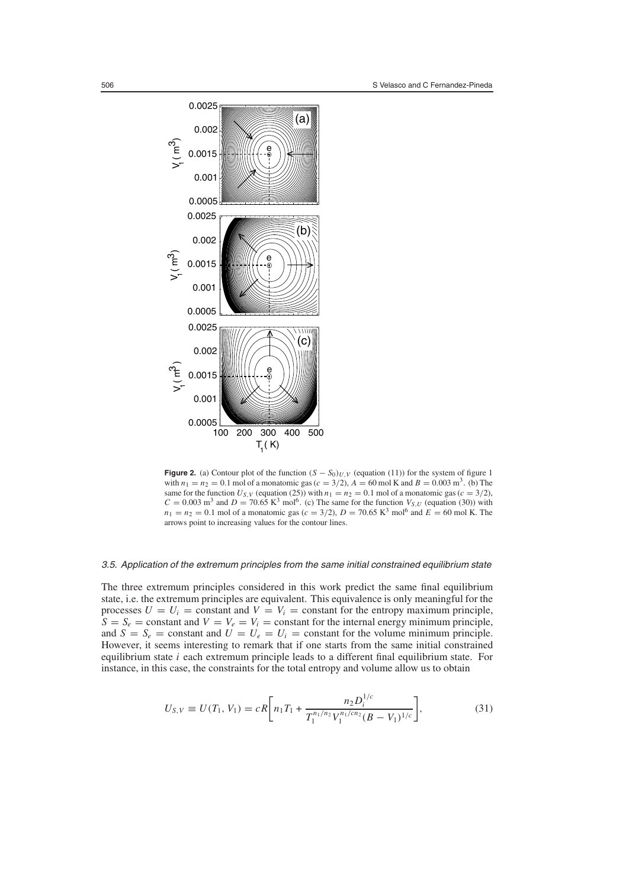**Figure 2.** (a) Contour plot of the function $(S - S_0)_{U,V}$ (equation (11)) for the system of figure 1 with $n_1 = n_2 = 0.1$ mol of a monatomic gas ($c = 3/2$), $A = 60$ mol K and $B = 0.003$ m$^3$. (b) The same for the function $U_{S,V}$ (equation (25)) with $n_1 = n_2 = 0.1$ mol of a monatomic gas ($c = 3/2$), $C = 0.003$ m$^3$ and $D = 70.65$ K$^3$ mol$^6$. (c) The same for the function $V_{S,U}$ (equation (30)) with $n_1 = n_2 = 0.1$ mol of a monatomic gas ($c = 3/2$), $D = 70.65$ K$^3$ mol$^6$ and $E = 60$ mol K. The arrows point to increasing values for the contour lines.

### 3.5. Application of the extremum principles from the same initial constrained equilibrium state

The three extremum principles considered in this work predict the same final equilibrium state, i.e. the extremum principles are equivalent. This equivalence is only meaningful for the processes $U = U_i =$ constant and $V = V_i =$ constant for the entropy maximum principle, $S = S_e =$ constant and $V = V_e = V_i =$ constant for the internal energy minimum principle, and $S = S_e =$ constant and $U = U_e = U_i =$ constant for the volume minimum principle. However, it seems interesting to remark that if one starts from the same initial constrained equilibrium state $i$ each extremum principle leads to a different final equilibrium state. For instance, in this case, the constraints for the total entropy and volume allow us to obtain

$$U_{S,V} \equiv U(T_1, V_1) = cR\left[n_1 T_1 + \frac{n_2 D_i^{1/c}}{T_1^{n_1/n_2} V_1^{n_1/cn_2} (B - V_1)^{1/c}}\right], \tag{31}$$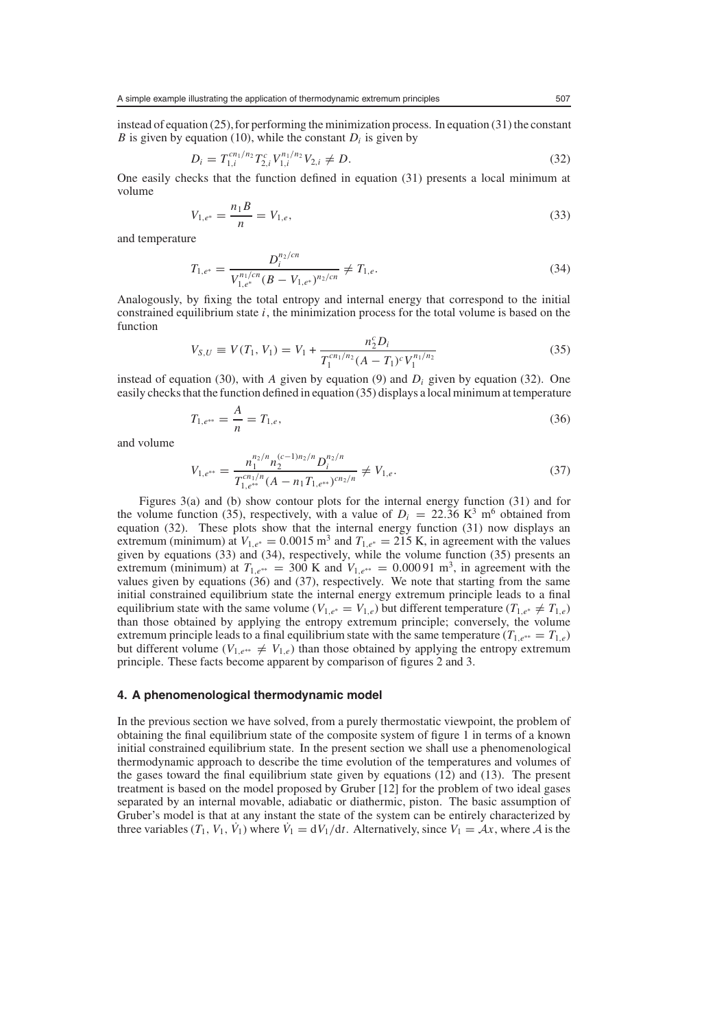instead of equation (25), for performing the minimization process. In equation (31) the constant $B$ is given by equation (10), while the constant $D_i$ is given by

$$D_i = T_{1,i}^{cn_1/n_2} T_{2,i}^{c} V_{1,i}^{n_1/n_2} V_{2,i} \neq D. \tag{32}$$

One easily checks that the function defined in equation (31) presents a local minimum at volume

$$V_{1,e^*} = \frac{n_1 B}{n} = V_{1,e}, \tag{33}$$

and temperature

$$T_{1,e^*} = \frac{D_i^{n_2/cn}}{V_{1,e^*}^{n_1/cn} (B - V_{1,e^*})^{n_2/cn}} \neq T_{1,e}. \tag{34}$$

Analogously, by fixing the total entropy and internal energy that correspond to the initial constrained equilibrium state $i$, the minimization process for the total volume is based on the function

$$V_{S,U} \equiv V(T_1, V_1) = V_1 + \frac{n_2^c D_i}{T_1^{cn_1/n_2} (A - T_1)^c V_1^{n_1/n_2}} \tag{35}$$

instead of equation (30), with $A$ given by equation (9) and $D_i$ given by equation (32). One easily checks that the function defined in equation (35) displays a local minimum at temperature

$$T_{1,e^{**}} = \frac{A}{n} = T_{1,e}, \tag{36}$$

and volume

$$V_{1,e^{**}} = \frac{n_1^{n_2/n} n_2^{(c-1)n_2/n} D_i^{n_2/n}}{T_{1,e^{**}}^{cn_1/n} (A - n_1 T_{1,e^{**}})^{cn_2/n}} \neq V_{1,e}. \tag{37}$$

Figures 3(a) and (b) show contour plots for the internal energy function (31) and for the volume function (35), respectively, with a value of $D_i = 22.36$ K$^3$ m$^6$ obtained from equation (32). These plots show that the internal energy function (31) now displays an extremum (minimum) at $V_{1,e^*} = 0.0015$ m$^3$ and $T_{1,e^*} = 215$ K, in agreement with the values given by equations (33) and (34), respectively, while the volume function (35) presents an extremum (minimum) at $T_{1,e^{**}} = 300$ K and $V_{1,e^{**}} = 0.000\,91$ m$^3$, in agreement with the values given by equations (36) and (37), respectively. We note that starting from the same initial constrained equilibrium state the internal energy extremum principle leads to a final equilibrium state with the same volume ($V_{1,e^*} = V_{1,e}$) but different temperature ($T_{1,e^*} \neq T_{1,e}$) than those obtained by applying the entropy extremum principle; conversely, the volume extremum principle leads to a final equilibrium state with the same temperature ($T_{1,e^{**}} = T_{1,e}$) but different volume ($V_{1,e^{**}} \neq V_{1,e}$) than those obtained by applying the entropy extremum principle. These facts become apparent by comparison of figures 2 and 3.

## 4. A phenomenological thermodynamic model

In the previous section we have solved, from a purely thermostatic viewpoint, the problem of obtaining the final equilibrium state of the composite system of figure 1 in terms of a known initial constrained equilibrium state. In the present section we shall use a phenomenological thermodynamic approach to describe the time evolution of the temperatures and volumes of the gases toward the final equilibrium state given by equations (12) and (13). The present treatment is based on the model proposed by Gruber [12] for the problem of two ideal gases separated by an internal movable, adiabatic or diathermic, piston. The basic assumption of Gruber's model is that at any instant the state of the system can be entirely characterized by three variables ($T_1$, $V_1$, $\dot{V}_1$) where $\dot{V}_1 = \mathrm{d}V_1/\mathrm{d}t$. Alternatively, since $V_1 = \mathcal{A}x$, where $\mathcal{A}$ is the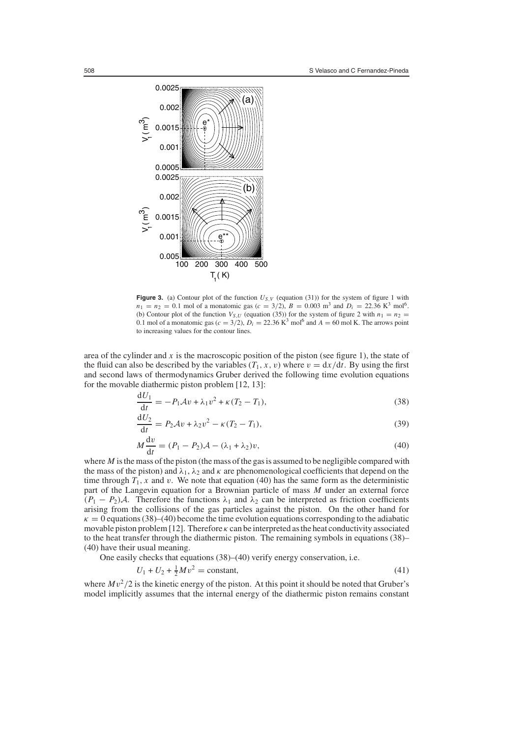**Figure 3.** (a) Contour plot of the function $U_{S,V}$ (equation (31)) for the system of figure 1 with $n_1 = n_2 = 0.1$ mol of a monatomic gas ($c = 3/2$), $B = 0.003$ m$^3$ and $D_i = 22.36$ K$^3$ mol$^6$. (b) Contour plot of the function $V_{S,U}$ (equation (35)) for the system of figure 2 with $n_1 = n_2 = 0.1$ mol of a monatomic gas ($c = 3/2$), $D_i = 22.36$ K$^3$ mol$^6$ and $A = 60$ mol K. The arrows point to increasing values for the contour lines.

area of the cylinder and $x$ is the macroscopic position of the piston (see figure 1), the state of the fluid can also be described by the variables $(T_1, x, v)$ where $v = \mathrm{d}x/\mathrm{d}t$. By using the first and second laws of thermodynamics Gruber derived the following time evolution equations for the movable diathermic piston problem [12, 13]:

$$\frac{\mathrm{d}U_1}{\mathrm{d}t} = -P_1\mathcal{A}v + \lambda_1 v^2 + \kappa(T_2 - T_1), \tag{38}$$

$$\frac{\mathrm{d}U_2}{\mathrm{d}t} = P_2\mathcal{A}v + \lambda_2 v^2 - \kappa(T_2 - T_1), \tag{39}$$

$$M\frac{\mathrm{d}v}{\mathrm{d}t} = (P_1 - P_2)\mathcal{A} - (\lambda_1 + \lambda_2)v, \tag{40}$$

where $M$ is the mass of the piston (the mass of the gas is assumed to be negligible compared with the mass of the piston) and $\lambda_1$, $\lambda_2$ and $\kappa$ are phenomenological coefficients that depend on the time through $T_1$, $x$ and $v$. We note that equation (40) has the same form as the deterministic part of the Langevin equation for a Brownian particle of mass $M$ under an external force $(P_1 - P_2)\mathcal{A}$. Therefore the functions $\lambda_1$ and $\lambda_2$ can be interpreted as friction coefficients arising from the collisions of the gas particles against the piston. On the other hand for $\kappa = 0$ equations (38)–(40) become the time evolution equations corresponding to the adiabatic movable piston problem [12]. Therefore $\kappa$ can be interpreted as the heat conductivity associated to the heat transfer through the diathermic piston. The remaining symbols in equations (38)–(40) have their usual meaning.

One easily checks that equations (38)–(40) verify energy conservation, i.e.

$$U_1 + U_2 + \tfrac{1}{2}Mv^2 = \text{constant}, \tag{41}$$

where $Mv^2/2$ is the kinetic energy of the piston. At this point it should be noted that Gruber's model implicitly assumes that the internal energy of the diathermic piston remains constant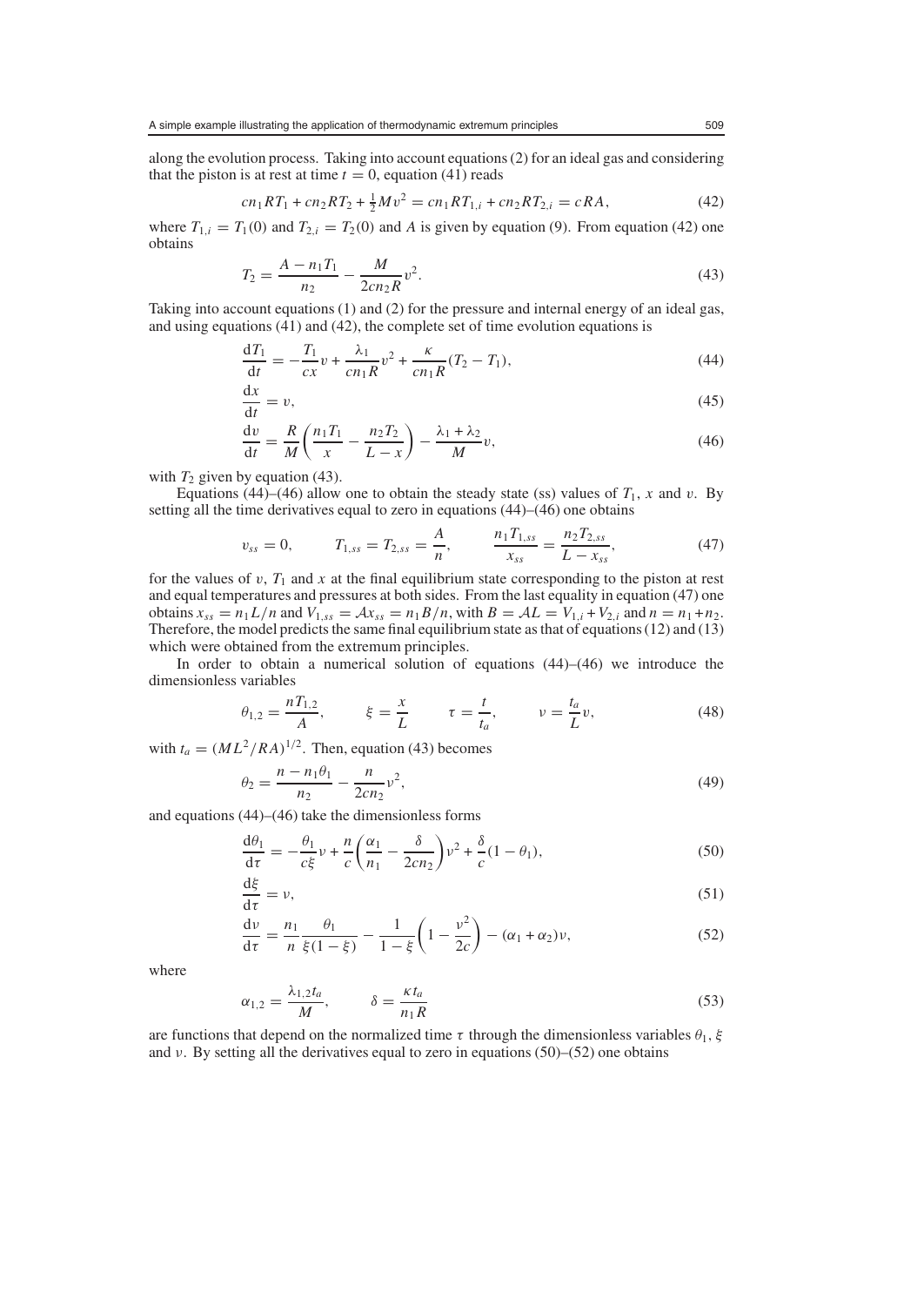along the evolution process. Taking into account equations (2) for an ideal gas and considering that the piston is at rest at time $t = 0$, equation (41) reads

$$cn_1RT_1 + cn_2RT_2 + \tfrac{1}{2}Mv^2 = cn_1RT_{1,i} + cn_2RT_{2,i} = cRA, \tag{42}$$

where $T_{1,i} = T_1(0)$ and $T_{2,i} = T_2(0)$ and $A$ is given by equation (9). From equation (42) one obtains

$$T_2 = \frac{A - n_1T_1}{n_2} - \frac{M}{2cn_2R}v^2. \tag{43}$$

Taking into account equations (1) and (2) for the pressure and internal energy of an ideal gas, and using equations (41) and (42), the complete set of time evolution equations is

$$\frac{\mathrm{d}T_1}{\mathrm{d}t} = -\frac{T_1}{cx}v + \frac{\lambda_1}{cn_1R}v^2 + \frac{\kappa}{cn_1R}(T_2 - T_1), \tag{44}$$

$$\frac{\mathrm{d}x}{\mathrm{d}t} = v, \tag{45}$$

$$\frac{\mathrm{d}v}{\mathrm{d}t} = \frac{R}{M}\left(\frac{n_1T_1}{x} - \frac{n_2T_2}{L-x}\right) - \frac{\lambda_1 + \lambda_2}{M}v, \tag{46}$$

with $T_2$ given by equation (43).

Equations (44)–(46) allow one to obtain the steady state (ss) values of $T_1$, $x$ and $v$. By setting all the time derivatives equal to zero in equations (44)–(46) one obtains

$$v_{ss} = 0, \qquad T_{1,ss} = T_{2,ss} = \frac{A}{n}, \qquad \frac{n_1T_{1,ss}}{x_{ss}} = \frac{n_2T_{2,ss}}{L - x_{ss}}, \tag{47}$$

for the values of $v$, $T_1$ and $x$ at the final equilibrium state corresponding to the piston at rest and equal temperatures and pressures at both sides. From the last equality in equation (47) one obtains $x_{ss} = n_1L/n$ and $V_{1,ss} = \mathcal{A}x_{ss} = n_1B/n$, with $B = \mathcal{A}L = V_{1,i} + V_{2,i}$ and $n = n_1 + n_2$. Therefore, the model predicts the same final equilibrium state as that of equations (12) and (13) which were obtained from the extremum principles.

In order to obtain a numerical solution of equations (44)–(46) we introduce the dimensionless variables

$$\theta_{1,2} = \frac{nT_{1,2}}{A}, \qquad \xi = \frac{x}{L} \qquad \tau = \frac{t}{t_a}, \qquad \nu = \frac{t_a}{L}v, \tag{48}$$

with $t_a = (ML^2/RA)^{1/2}$. Then, equation (43) becomes

$$\theta_2 = \frac{n - n_1\theta_1}{n_2} - \frac{n}{2cn_2}\nu^2, \tag{49}$$

and equations (44)–(46) take the dimensionless forms

$$\frac{\mathrm{d}\theta_1}{\mathrm{d}\tau} = -\frac{\theta_1}{c\xi}\nu + \frac{n}{c}\left(\frac{\alpha_1}{n_1} - \frac{\delta}{2cn_2}\right)\nu^2 + \frac{\delta}{c}(1 - \theta_1), \tag{50}$$

$$\frac{\mathrm{d}\xi}{\mathrm{d}\tau} = \nu, \tag{51}$$

$$\frac{\mathrm{d}\nu}{\mathrm{d}\tau} = \frac{n_1}{n}\frac{\theta_1}{\xi(1-\xi)} - \frac{1}{1-\xi}\left(1 - \frac{\nu^2}{2c}\right) - (\alpha_1 + \alpha_2)\nu, \tag{52}$$

where

$$\alpha_{1,2} = \frac{\lambda_{1,2}t_a}{M}, \qquad \delta = \frac{\kappa t_a}{n_1R} \tag{53}$$

are functions that depend on the normalized time $\tau$ through the dimensionless variables $\theta_1$, $\xi$ and $\nu$. By setting all the derivatives equal to zero in equations (50)–(52) one obtains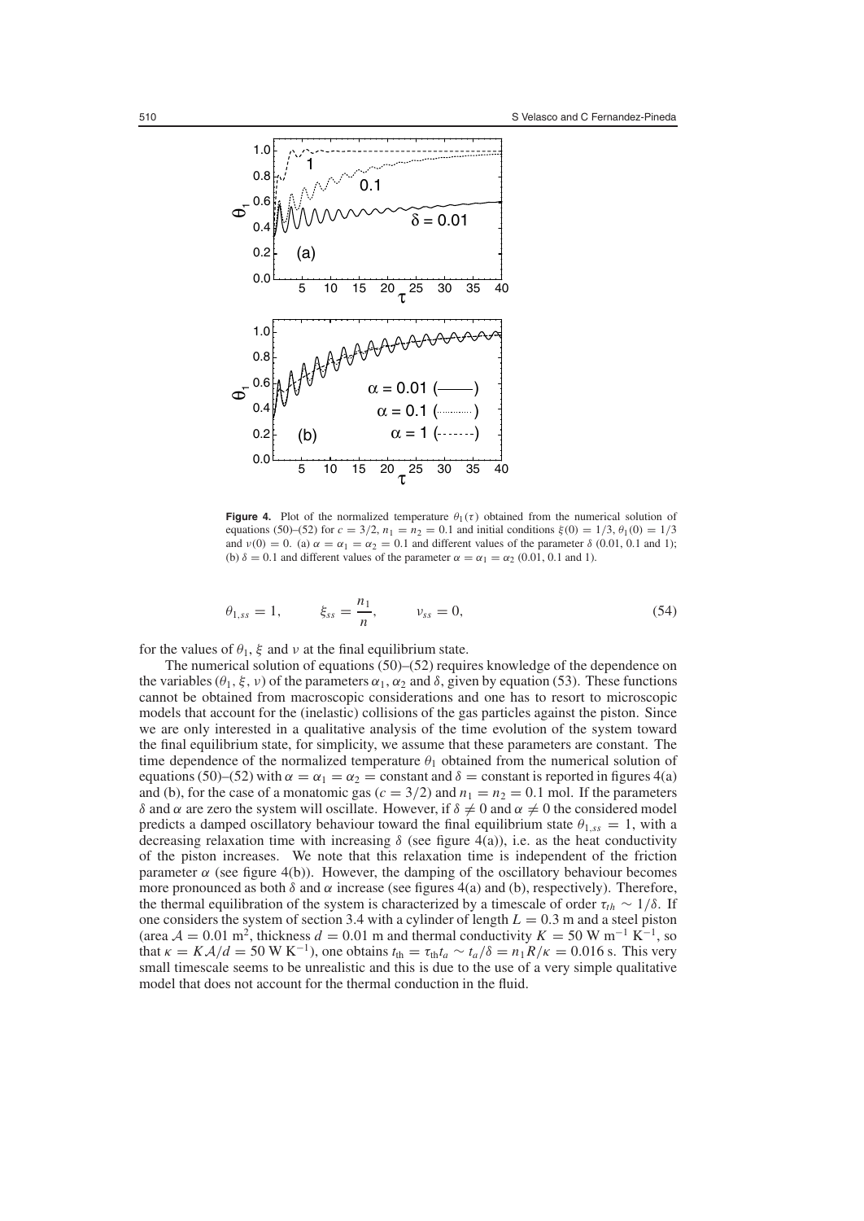**Figure 4.** Plot of the normalized temperature $\theta_1(\tau)$ obtained from the numerical solution of equations (50)–(52) for $c = 3/2$, $n_1 = n_2 = 0.1$ and initial conditions $\xi(0) = 1/3$, $\theta_1(0) = 1/3$ and $\nu(0) = 0$. (a) $\alpha = \alpha_1 = \alpha_2 = 0.1$ and different values of the parameter $\delta$ (0.01, 0.1 and 1); (b) $\delta = 0.1$ and different values of the parameter $\alpha = \alpha_1 = \alpha_2$ (0.01, 0.1 and 1).

$$\theta_{1,ss} = 1, \qquad \xi_{ss} = \frac{n_1}{n}, \qquad \nu_{ss} = 0, \tag{54}$$

for the values of $\theta_1$, $\xi$ and $\nu$ at the final equilibrium state.

The numerical solution of equations (50)–(52) requires knowledge of the dependence on the variables $(\theta_1, \xi, \nu)$ of the parameters $\alpha_1$, $\alpha_2$ and $\delta$, given by equation (53). These functions cannot be obtained from macroscopic considerations and one has to resort to microscopic models that account for the (inelastic) collisions of the gas particles against the piston. Since we are only interested in a qualitative analysis of the time evolution of the system toward the final equilibrium state, for simplicity, we assume that these parameters are constant. The time dependence of the normalized temperature $\theta_1$ obtained from the numerical solution of equations (50)–(52) with $\alpha = \alpha_1 = \alpha_2 =$ constant and $\delta =$ constant is reported in figures 4(a) and (b), for the case of a monatomic gas ($c = 3/2$) and $n_1 = n_2 = 0.1$ mol. If the parameters $\delta$ and $\alpha$ are zero the system will oscillate. However, if $\delta \neq 0$ and $\alpha \neq 0$ the considered model predicts a damped oscillatory behaviour toward the final equilibrium state $\theta_{1,ss} = 1$, with a decreasing relaxation time with increasing $\delta$ (see figure 4(a)), i.e. as the heat conductivity of the piston increases. We note that this relaxation time is independent of the friction parameter $\alpha$ (see figure 4(b)). However, the damping of the oscillatory behaviour becomes more pronounced as both $\delta$ and $\alpha$ increase (see figures 4(a) and (b), respectively). Therefore, the thermal equilibration of the system is characterized by a timescale of order $\tau_{th} \sim 1/\delta$. If one considers the system of section 3.4 with a cylinder of length $L = 0.3$ m and a steel piston (area $\mathcal{A} = 0.01$ m$^2$, thickness $d = 0.01$ m and thermal conductivity $K = 50$ W m$^{-1}$ K$^{-1}$, so that $\kappa = K\mathcal{A}/d = 50$ W K$^{-1}$), one obtains $t_{\text{th}} = \tau_{\text{th}} t_a \sim t_a/\delta = n_1 R/\kappa = 0.016$ s. This very small timescale seems to be unrealistic and this is due to the use of a very simple qualitative model that does not account for the thermal conduction in the fluid.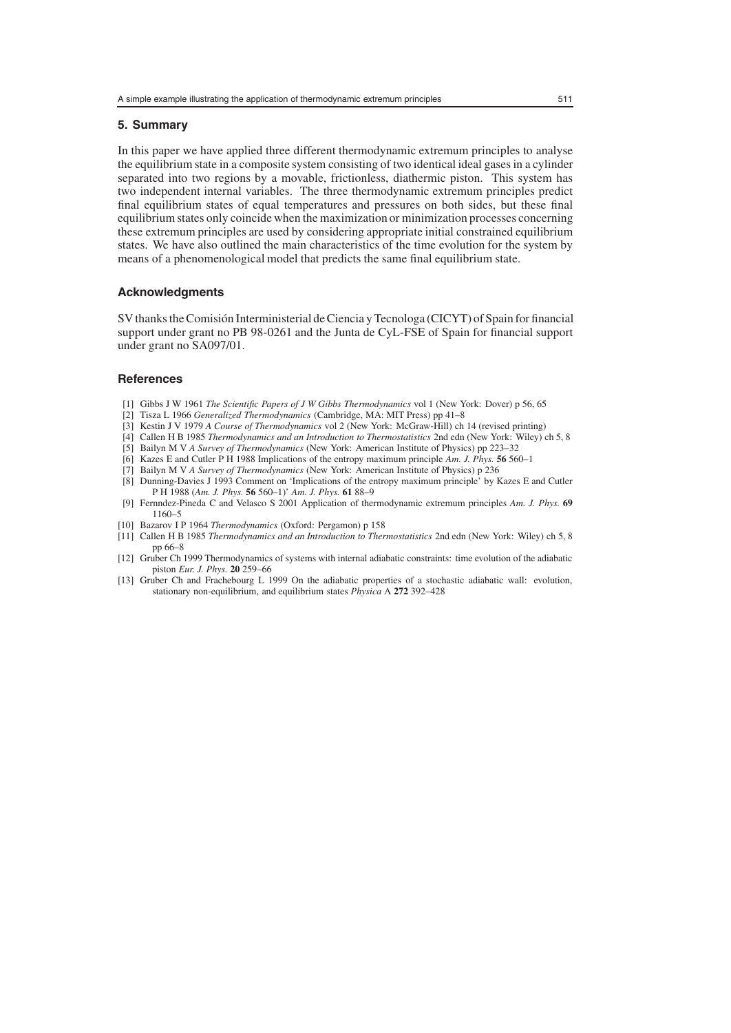## 5. Summary

In this paper we have applied three different thermodynamic extremum principles to analyse the equilibrium state in a composite system consisting of two identical ideal gases in a cylinder separated into two regions by a movable, frictionless, diathermic piston. This system has two independent internal variables. The three thermodynamic extremum principles predict final equilibrium states of equal temperatures and pressures on both sides, but these final equilibrium states only coincide when the maximization or minimization processes concerning these extremum principles are used by considering appropriate initial constrained equilibrium states. We have also outlined the main characteristics of the time evolution for the system by means of a phenomenological model that predicts the same final equilibrium state.

## Acknowledgments

SV thanks the Comisión Interministerial de Ciencia y Tecnologa (CICYT) of Spain for financial support under grant no PB 98-0261 and the Junta de CyL-FSE of Spain for financial support under grant no SA097/01.

## References

[1] Gibbs J W 1961 *The Scientific Papers of J W Gibbs Thermodynamics* vol 1 (New York: Dover) p 56, 65

[2] Tisza L 1966 *Generalized Thermodynamics* (Cambridge, MA: MIT Press) pp 41–8

[3] Kestin J V 1979 *A Course of Thermodynamics* vol 2 (New York: McGraw-Hill) ch 14 (revised printing)

[4] Callen H B 1985 *Thermodynamics and an Introduction to Thermostatistics* 2nd edn (New York: Wiley) ch 5, 8

[5] Bailyn M V *A Survey of Thermodynamics* (New York: American Institute of Physics) pp 223–32

[6] Kazes E and Cutler P H 1988 Implications of the entropy maximum principle *Am. J. Phys.* **56** 560–1

[7] Bailyn M V *A Survey of Thermodynamics* (New York: American Institute of Physics) p 236

[8] Dunning-Davies J 1993 Comment on 'Implications of the entropy maximum principle' by Kazes E and Cutler P H 1988 (*Am. J. Phys.* **56** 560–1)' *Am. J. Phys.* **61** 88–9

[9] Fernndez-Pineda C and Velasco S 2001 Application of thermodynamic extremum principles *Am. J. Phys.* **69** 1160–5

[10] Bazarov I P 1964 *Thermodynamics* (Oxford: Pergamon) p 158

[11] Callen H B 1985 *Thermodynamics and an Introduction to Thermostatistics* 2nd edn (New York: Wiley) ch 5, 8 pp 66–8

[12] Gruber Ch 1999 Thermodynamics of systems with internal adiabatic constraints: time evolution of the adiabatic piston *Eur. J. Phys.* **20** 259–66

[13] Gruber Ch and Frachebourg L 1999 On the adiabatic properties of a stochastic adiabatic wall: evolution, stationary non-equilibrium, and equilibrium states *Physica* A **272** 392–428